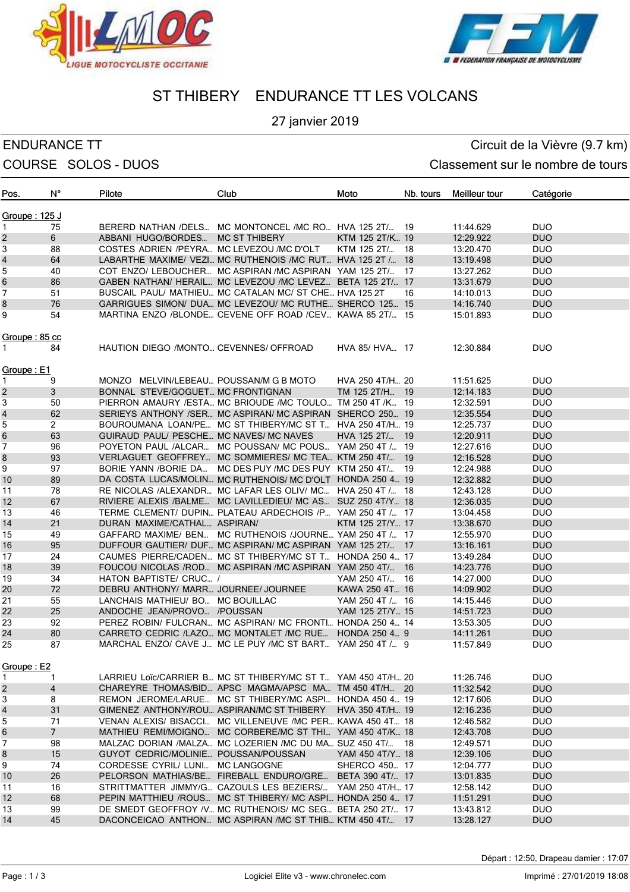# ST THIBERY ENDURANCE TT LES VOLCANS

27 janvier 2019

**ENDURANCE TT** — Circuit de la Vièvre (9.7 km)

**COURSE SOLOS - DUOS** — Classement sur le nombre de tours

| Pos. | N° | Pilote | Club | Moto | Nb. tours | Meilleur tour | Catégorie |
|---|---|---|---|---|---|---|---|
| **Groupe : 125 J** | | | | | | | |
| 1 | 75 | BERERD NATHAN /DELS... | MC MONTONCEL /MC RO... | HVA 125 2T/... | 19 | 11:44.629 | DUO |
| 2 | 6 | ABBANI HUGO/BORDES... | MC ST THIBERY | KTM 125 2T/K... | 19 | 12:29.922 | DUO |
| 3 | 88 | COSTES ADRIEN /PEYRA... | MC LEVEZOU /MC D'OLT | KTM 125 2T/... | 18 | 13:20.470 | DUO |
| 4 | 64 | LABARTHE MAXIME/ VEZI... | MC RUTHENOIS /MC RUT... | HVA 125 2T /... | 18 | 13:19.498 | DUO |
| 5 | 40 | COT ENZO/ LEBOUCHER... | MC ASPIRAN /MC ASPIRAN | YAM 125 2T/... | 17 | 13:27.262 | DUO |
| 6 | 86 | GABEN NATHAN/ HERAIL... | MC LEVEZOU /MC LEVEZ... | BETA 125 2T/... | 17 | 13:31.679 | DUO |
| 7 | 51 | BUSCAIL PAUL/ MATHIEU... | MC CATALAN MC/ ST CHE... | HVA 125 2T | 16 | 14:10.013 | DUO |
| 8 | 76 | GARRIGUES SIMON/ DUA... | MC LEVEZOU/ MC RUTHE... | SHERCO 125... | 15 | 14:16.740 | DUO |
| 9 | 54 | MARTINA ENZO /BLONDE... | CEVENE OFF ROAD /CEV... | KAWA 85 2T/... | 15 | 15:01.893 | DUO |
| **Groupe : 85 cc** | | | | | | | |
| 1 | 84 | HAUTION DIEGO /MONTO... | CEVENNES/ OFFROAD | HVA 85/ HVA... | 17 | 12:30.884 | DUO |
| **Groupe : E1** | | | | | | | |
| 1 | 9 | MONZO MELVIN/LEBEAU... | POUSSAN/M G B MOTO | HVA 250 4T/H... | 20 | 11:51.625 | DUO |
| 2 | 3 | BONNAL STEVE/GOGUET... | MC FRONTIGNAN | TM 125 2T/H... | 19 | 12:14.183 | DUO |
| 3 | 50 | PIERRON AMAURY /ESTA... | MC BRIOUDE /MC TOULO... | TM 250 4T /K... | 19 | 12:32.591 | DUO |
| 4 | 62 | SERIEYS ANTHONY /SER... | MC ASPIRAN/ MC ASPIRAN | SHERCO 250... | 19 | 12:35.554 | DUO |
| 5 | 2 | BOUROUMANA LOAN/PE... | MC ST THIBERY/MC ST T... | HVA 250 4T/H... | 19 | 12:25.737 | DUO |
| 6 | 63 | GUIRAUD PAUL/ PESCHE... | MC NAVES/ MC NAVES | HVA 125 2T/... | 19 | 12:20.911 | DUO |
| 7 | 96 | POYETON PAUL /ALCAR... | MC POUSSAN/ MC POUS... | YAM 250 4T /... | 19 | 12:27.616 | DUO |
| 8 | 93 | VERLAGUET GEOFFREY... | MC SOMMIERES/ MC TEA... | KTM 250 4T/... | 19 | 12:16.528 | DUO |
| 9 | 97 | BORIE YANN /BORIE DA... | MC DES PUY /MC DES PUY | KTM 250 4T/... | 19 | 12:24.988 | DUO |
| 10 | 89 | DA COSTA LUCAS/MOLIN... | MC RUTHENOIS/ MC D'OLT | HONDA 250 4... | 19 | 12:32.882 | DUO |
| 11 | 78 | RE NICOLAS /ALEXANDR... | MC LAFAR LES OLIV/ MC... | HVA 250 4T /... | 18 | 12:43.128 | DUO |
| 12 | 67 | RIVIERE ALEXIS /BALME... | MC LAVILLEDIEU/ MC AS... | SUZ 250 4T/Y... | 18 | 12:36.035 | DUO |
| 13 | 46 | TERME CLEMENT/ DUPIN... | PLATEAU ARDECHOIS /P... | YAM 250 4T /... | 17 | 13:04.458 | DUO |
| 14 | 21 | DURAN MAXIME/CATHAL... | ASPIRAN/ | KTM 125 2T/Y... | 17 | 13:38.670 | DUO |
| 15 | 49 | GAFFARD MAXIME/ BEN... | MC RUTHENOIS /JOURNE... | YAM 250 4T /... | 17 | 12:55.970 | DUO |
| 16 | 95 | DUFFOUR GAUTIER/ DUF... | MC ASPIRAN/ MC ASPIRAN | YAM 125 2T/... | 17 | 13:16.161 | DUO |
| 17 | 24 | CAUMES PIERRE/CADEN... | MC ST THIBERY/MC ST T... | HONDA 250 4... | 17 | 13:49.284 | DUO |
| 18 | 39 | FOUCOU NICOLAS /ROD... | MC ASPIRAN /MC ASPIRAN | YAM 250 4T/... | 16 | 14:23.776 | DUO |
| 19 | 34 | HATON BAPTISTE/ CRUC... | / | YAM 250 4T/... | 16 | 14:27.000 | DUO |
| 20 | 72 | DEBRU ANTHONY/ MARR... | JOURNEE/ JOURNEE | KAWA 250 4T... | 16 | 14:09.902 | DUO |
| 21 | 55 | LANCHAIS MATHIEU/ BO... | MC BOUILLAC | YAM 250 4T /... | 16 | 14:15.446 | DUO |
| 22 | 25 | ANDOCHE JEAN/PROVO... | /POUSSAN | YAM 125 2T/Y... | 15 | 14:51.723 | DUO |
| 23 | 92 | PEREZ ROBIN/ FULCRAN... | MC ASPIRAN/ MC FRONTI... | HONDA 250 4... | 14 | 13:53.305 | DUO |
| 24 | 80 | CARRETO CEDRIC /LAZO... | MC MONTALET /MC RUE... | HONDA 250 4... | 9 | 14:11.261 | DUO |
| 25 | 87 | MARCHAL ENZO/ CAVE J... | MC LE PUY /MC ST BART... | YAM 250 4T /... | 9 | 11:57.849 | DUO |
| **Groupe : E2** | | | | | | | |
| 1 | 1 | LARRIEU Loïc/CARRIER B... | MC ST THIBERY/MC ST T... | YAM 450 4T/H... | 20 | 11:26.746 | DUO |
| 2 | 4 | CHAREYRE THOMAS/BID... | APSC MAGMA/APSC MA... | TM 450 4T/H... | 20 | 11:32.542 | DUO |
| 3 | 8 | REMON JEROME/LARUE... | MC ST THIBERY/MC ASPI... | HONDA 450 4... | 19 | 12:17.606 | DUO |
| 4 | 31 | GIMENEZ ANTHONY/ROU... | ASPIRAN/MC ST THIBERY | HVA 350 4T/H... | 19 | 12:16.236 | DUO |
| 5 | 71 | VENAN ALEXIS/ BISACCI... | MC VILLENEUVE /MC PER... | KAWA 450 4T... | 18 | 12:46.582 | DUO |
| 6 | 7 | MATHIEU REMI/MOIGNO... | MC CORBERE/MC ST THI... | YAM 450 4T/K... | 18 | 12:43.708 | DUO |
| 7 | 98 | MALZAC DORIAN /MALZA... | MC LOZERIEN /MC DU MA... | SUZ 450 4T/... | 18 | 12:49.571 | DUO |
| 8 | 15 | GUYOT CEDRIC/MOLINIE... | POUSSAN/POUSSAN | YAM 450 4T/Y... | 18 | 12:39.106 | DUO |
| 9 | 74 | CORDESSE CYRIL/ LUNI... | MC LANGOGNE | SHERCO 450... | 17 | 12:04.777 | DUO |
| 10 | 26 | PELORSON MATHIAS/BE... | FIREBALL ENDURO/GRE... | BETA 390 4T/... | 17 | 13:01.835 | DUO |
| 11 | 16 | STRITTMATTER JIMMY/G... | CAZOULS LES BEZIERS/... | YAM 250 4T/H... | 17 | 12:58.142 | DUO |
| 12 | 68 | PEPIN MATTHIEU /ROUS... | MC ST THIBERY/ MC ASPI... | HONDA 250 4... | 17 | 11:51.291 | DUO |
| 13 | 99 | DE SMEDT GEOFFROY /V... | MC RUTHENOIS/ MC SEG... | BETA 250 2T/... | 17 | 13:43.812 | DUO |
| 14 | 45 | DACONCEICAO ANTHON... | MC ASPIRAN /MC ST THIB... | KTM 450 4T/... | 17 | 13:28.127 | DUO |

Départ : 12:50, Drapeau damier : 17:07

Logiciel Elite v3 - www.chronelec.com — Imprimé : 27/01/2019 18:08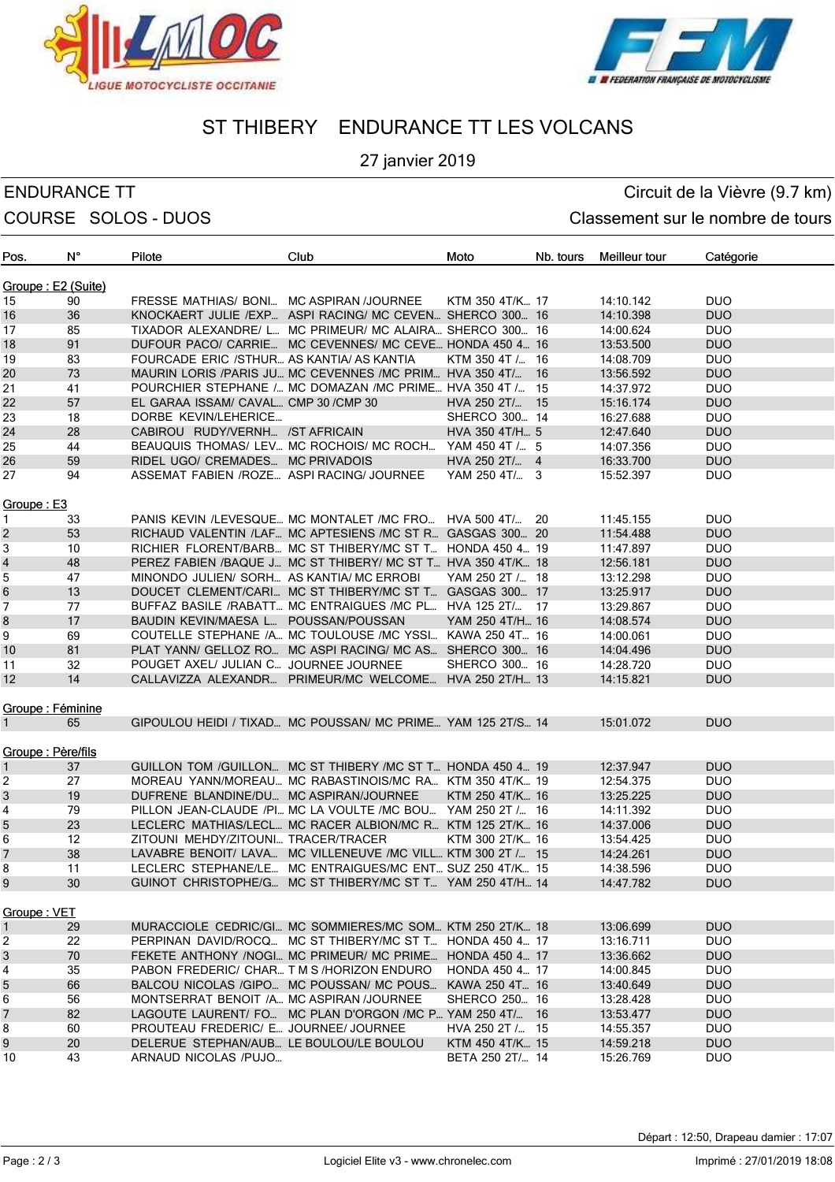LIGUE MOTOCYCLISTE OCCITANIE

FEDERATION FRANÇAISE DE MOTOCYCLISME

# ST THIBERY ENDURANCE TT LES VOLCANS

27 janvier 2019

ENDURANCE TT — Circuit de la Vièvre (9.7 km)

COURSE SOLOS - DUOS — Classement sur le nombre de tours

| Pos. | N° | Pilote | Club | Moto | Nb. tours | Meilleur tour | Catégorie |
|---|---|---|---|---|---|---|---|
| **Groupe : E2 (Suite)** | | | | | | | |
| 15 | 90 | FRESSE MATHIAS/ BONI... | MC ASPIRAN /JOURNEE | KTM 350 4T/K... | 17 | 14:10.142 | DUO |
| 16 | 36 | KNOCKAERT JULIE /EXP... | ASPI RACING/ MC CEVEN... | SHERCO 300... | 16 | 14:10.398 | DUO |
| 17 | 85 | TIXADOR ALEXANDRE/ L... | MC PRIMEUR/ MC ALAIRA... | SHERCO 300... | 16 | 14:00.624 | DUO |
| 18 | 91 | DUFOUR PACO/ CARRIE... | MC CEVENNES/ MC CEVE... | HONDA 450 4... | 16 | 13:53.500 | DUO |
| 19 | 83 | FOURCADE ERIC /STHUR... | AS KANTIA/ AS KANTIA | KTM 350 4T /... | 16 | 14:08.709 | DUO |
| 20 | 73 | MAURIN LORIS /PARIS JU... | MC CEVENNES /MC PRIM... | HVA 350 4T/... | 16 | 13:56.592 | DUO |
| 21 | 41 | POURCHIER STEPHANE /... | MC DOMAZAN /MC PRIME... | HVA 350 4T /... | 15 | 14:37.972 | DUO |
| 22 | 57 | EL GARAA ISSAM/ CAVAL... | CMP 30 /CMP 30 | HVA 250 2T/... | 15 | 15:16.174 | DUO |
| 23 | 18 | DORBE KEVIN/LEHERICE... | | SHERCO 300... | 14 | 16:27.688 | DUO |
| 24 | 28 | CABIROU RUDY/VERNH... | /ST AFRICAIN | HVA 350 4T/H... | 5 | 12:47.640 | DUO |
| 25 | 44 | BEAUQUIS THOMAS/ LEV... | MC ROCHOIS/ MC ROCH... | YAM 450 4T /... | 5 | 14:07.356 | DUO |
| 26 | 59 | RIDEL UGO/ CREMADES... | MC PRIVADOIS | HVA 250 2T/... | 4 | 16:33.700 | DUO |
| 27 | 94 | ASSEMAT FABIEN /ROZE... | ASPI RACING/ JOURNEE | YAM 250 4T/... | 3 | 15:52.397 | DUO |
| **Groupe : E3** | | | | | | | |
| 1 | 33 | PANIS KEVIN /LEVESQUE... | MC MONTALET /MC FRO... | HVA 500 4T/... | 20 | 11:45.155 | DUO |
| 2 | 53 | RICHAUD VALENTIN /LAF... | MC APTESIENS /MC ST R... | GASGAS 300... | 20 | 11:54.488 | DUO |
| 3 | 10 | RICHIER FLORENT/BARB... | MC ST THIBERY/MC ST T... | HONDA 450 4... | 19 | 11:47.897 | DUO |
| 4 | 48 | PEREZ FABIEN /BAQUE J... | MC ST THIBERY/ MC ST T... | HVA 350 4T/K... | 18 | 12:56.181 | DUO |
| 5 | 47 | MINONDO JULIEN/ SORH... | AS KANTIA/ MC ERROBI | YAM 250 2T /... | 18 | 13:12.298 | DUO |
| 6 | 13 | DOUCET CLEMENT/CARI... | MC ST THIBERY/MC ST T... | GASGAS 300... | 17 | 13:25.917 | DUO |
| 7 | 77 | BUFFAZ BASILE /RABATT... | MC ENTRAIGUES /MC PL... | HVA 125 2T/... | 17 | 13:29.867 | DUO |
| 8 | 17 | BAUDIN KEVIN/MAESA L... | POUSSAN/POUSSAN | YAM 250 4T/H... | 16 | 14:08.574 | DUO |
| 9 | 69 | COUTELLE STEPHANE /A... | MC TOULOUSE /MC YSSI... | KAWA 250 4T... | 16 | 14:00.061 | DUO |
| 10 | 81 | PLAT YANN/ GELLOZ RO... | MC ASPI RACING/ MC AS... | SHERCO 300... | 16 | 14:04.496 | DUO |
| 11 | 32 | POUGET AXEL/ JULIAN C... | JOURNEE JOURNEE | SHERCO 300... | 16 | 14:28.720 | DUO |
| 12 | 14 | CALLAVIZZA ALEXANDR... | PRIMEUR/MC WELCOME... | HVA 250 2T/H... | 13 | 14:15.821 | DUO |
| **Groupe : Féminine** | | | | | | | |
| 1 | 65 | GIPOULOU HEIDI / TIXAD... | MC POUSSAN/ MC PRIME... | YAM 125 2T/S... | 14 | 15:01.072 | DUO |
| **Groupe : Père/fils** | | | | | | | |
| 1 | 37 | GUILLON TOM /GUILLON... | MC ST THIBERY /MC ST T... | HONDA 450 4... | 19 | 12:37.947 | DUO |
| 2 | 27 | MOREAU YANN/MOREAU... | MC RABASTINOIS/MC RA... | KTM 350 4T/K... | 19 | 12:54.375 | DUO |
| 3 | 19 | DUFRENE BLANDINE/DU... | MC ASPIRAN/JOURNEE | KTM 250 4T/K... | 16 | 13:25.225 | DUO |
| 4 | 79 | PILLON JEAN-CLAUDE /PI... | MC LA VOULTE /MC BOU... | YAM 250 2T /... | 16 | 14:11.392 | DUO |
| 5 | 23 | LECLERC MATHIAS/LECL... | MC RACER ALBION/MC R... | KTM 125 2T/K... | 16 | 14:37.006 | DUO |
| 6 | 12 | ZITOUNI MEHDY/ZITOUNI... | TRACER/TRACER | KTM 300 2T/K... | 16 | 13:54.425 | DUO |
| 7 | 38 | LAVABRE BENOIT/ LAVA... | MC VILLENEUVE /MC VILL... | KTM 300 2T /... | 15 | 14:24.261 | DUO |
| 8 | 11 | LECLERC STEPHANE/LE... | MC ENTRAIGUES/MC ENT... | SUZ 250 4T/K... | 15 | 14:38.596 | DUO |
| 9 | 30 | GUINOT CHRISTOPHE/G... | MC ST THIBERY/MC ST T... | YAM 250 4T/H... | 14 | 14:47.782 | DUO |
| **Groupe : VET** | | | | | | | |
| 1 | 29 | MURACCIOLE CEDRIC/GI... | MC SOMMIERES/MC SOM... | KTM 250 2T/K... | 18 | 13:06.699 | DUO |
| 2 | 22 | PERPINAN DAVID/ROCQ... | MC ST THIBERY/MC ST T... | HONDA 450 4... | 17 | 13:16.711 | DUO |
| 3 | 70 | FEKETE ANTHONY /NOGI... | MC PRIMEUR/ MC PRIME... | HONDA 450 4... | 17 | 13:36.662 | DUO |
| 4 | 35 | PABON FREDERIC/ CHAR... | T M S /HORIZON ENDURO | HONDA 450 4... | 17 | 14:00.845 | DUO |
| 5 | 66 | BALCOU NICOLAS /GIPO... | MC POUSSAN/ MC POUS... | KAWA 250 4T... | 16 | 13:40.649 | DUO |
| 6 | 56 | MONTSERRAT BENOIT /A... | MC ASPIRAN /JOURNEE | SHERCO 250... | 16 | 13:28.428 | DUO |
| 7 | 82 | LAGOUTE LAURENT/ FO... | MC PLAN D'ORGON /MC P... | YAM 250 4T/... | 16 | 13:53.477 | DUO |
| 8 | 60 | PROUTEAU FREDERIC/ E... | JOURNEE/ JOURNEE | HVA 250 2T /... | 15 | 14:55.357 | DUO |
| 9 | 20 | DELERUE STEPHAN/AUB... | LE BOULOU/LE BOULOU | KTM 450 4T/K... | 15 | 14:59.218 | DUO |
| 10 | 43 | ARNAUD NICOLAS /PUJO... | | BETA 250 2T/... | 14 | 15:26.769 | DUO |

Départ : 12:50, Drapeau damier : 17:07

Logiciel Elite v3 - www.chronelec.com — Imprimé : 27/01/2019 18:08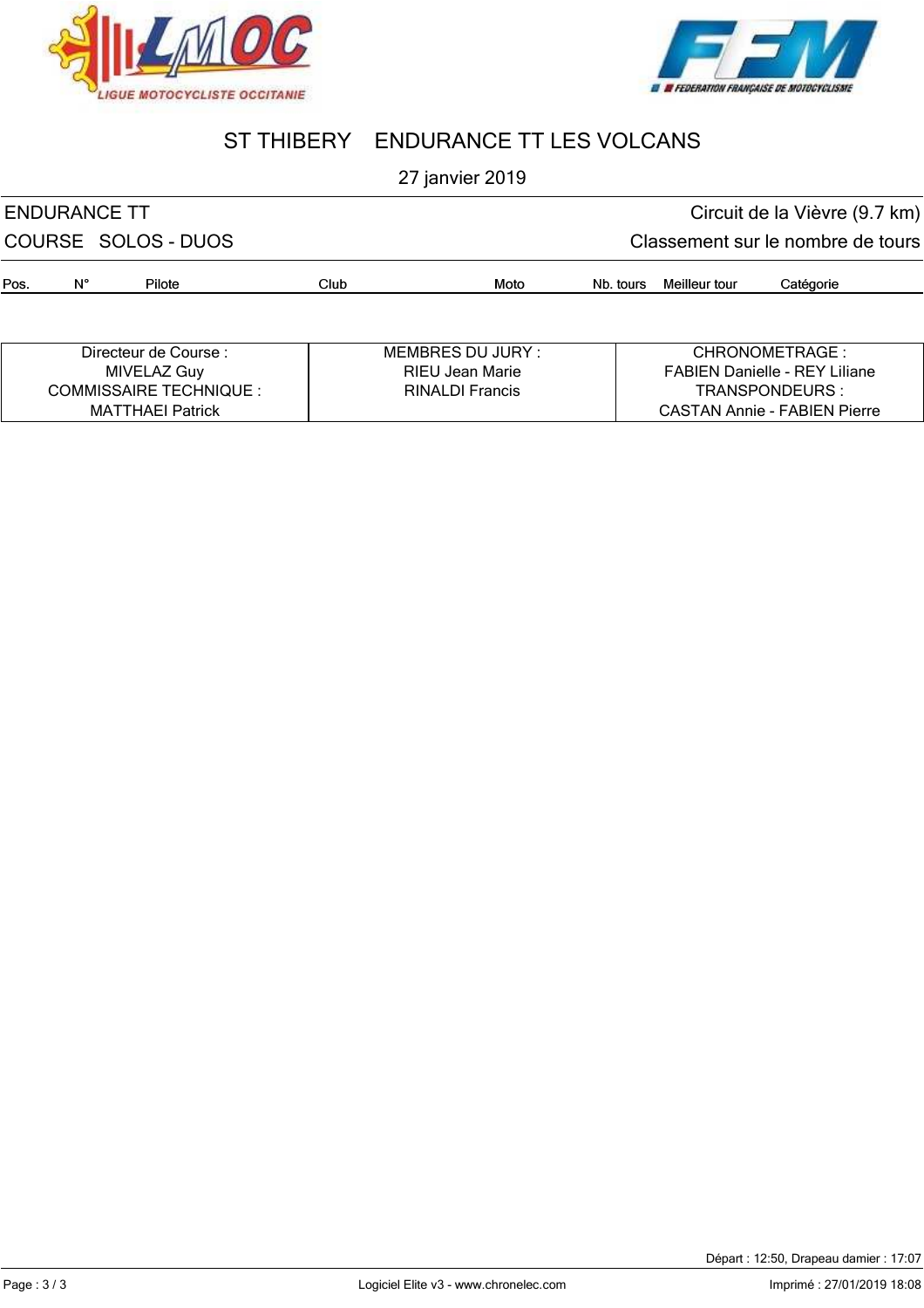# ST THIBERY    ENDURANCE TT LES VOLCANS

27 janvier 2019

ENDURANCE TT | Circuit de la Vièvre (9.7 km)

COURSE   SOLOS - DUOS | Classement sur le nombre de tours

| Pos. | N° | Pilote | Club | Moto | Nb. tours | Meilleur tour | Catégorie |
|---|---|---|---|---|---|---|---|

| Directeur de Course :<br>MIVELAZ Guy<br>COMMISSAIRE TECHNIQUE :<br>MATTHAEI Patrick | MEMBRES DU JURY :<br>RIEU Jean Marie<br>RINALDI Francis | CHRONOMETRAGE :<br>FABIEN Danielle - REY Liliane<br>TRANSPONDEURS :<br>CASTAN Annie - FABIEN Pierre |
|---|---|---|

Départ : 12:50, Drapeau damier : 17:07

Logiciel Elite v3 - www.chronelec.com

Imprimé : 27/01/2019 18:08